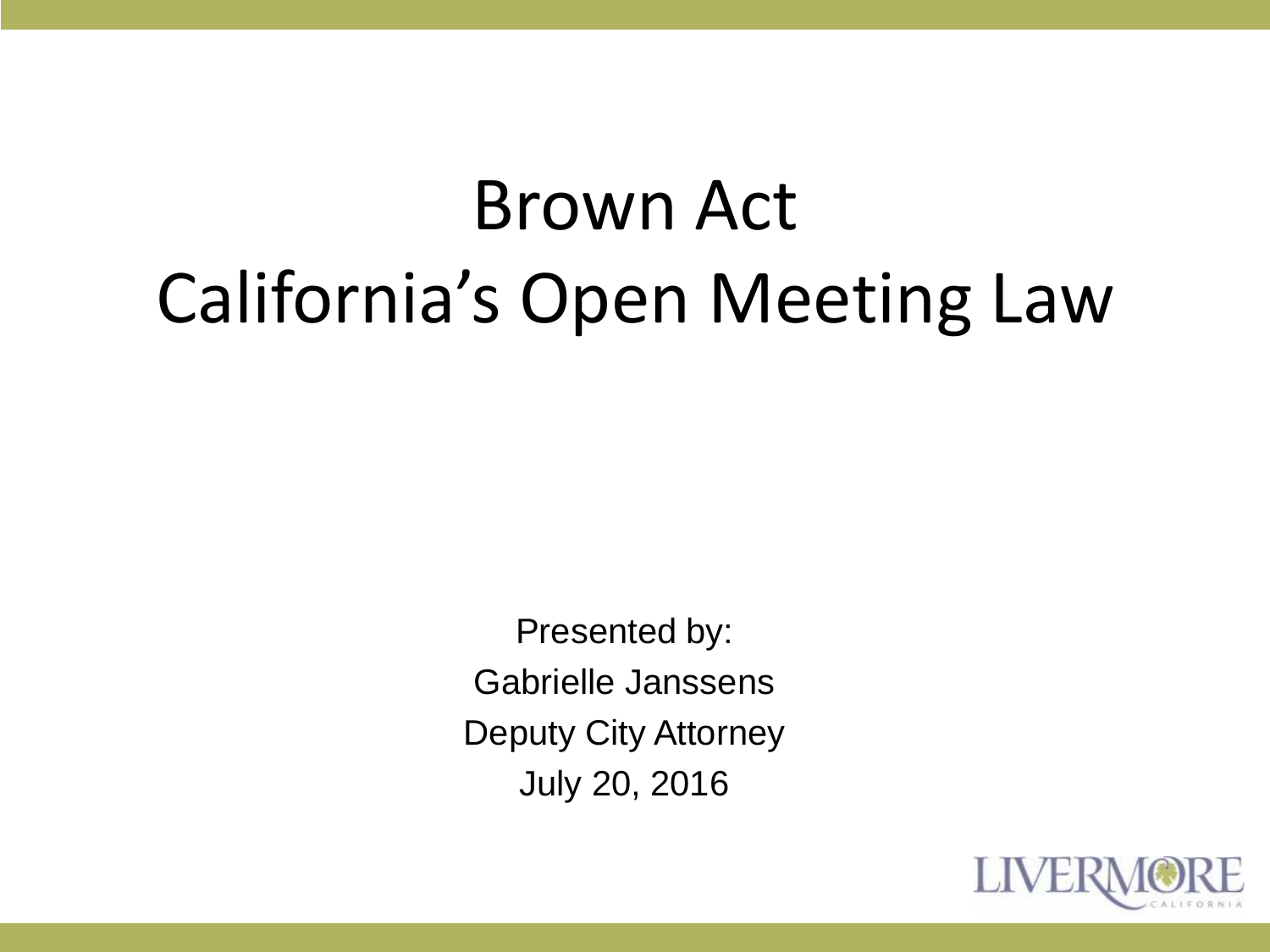# Brown Act
# California's Open Meeting Law

Presented by:
Gabrielle Janssens
Deputy City Attorney
July 20, 2016

LIVERMORE
CALIFORNIA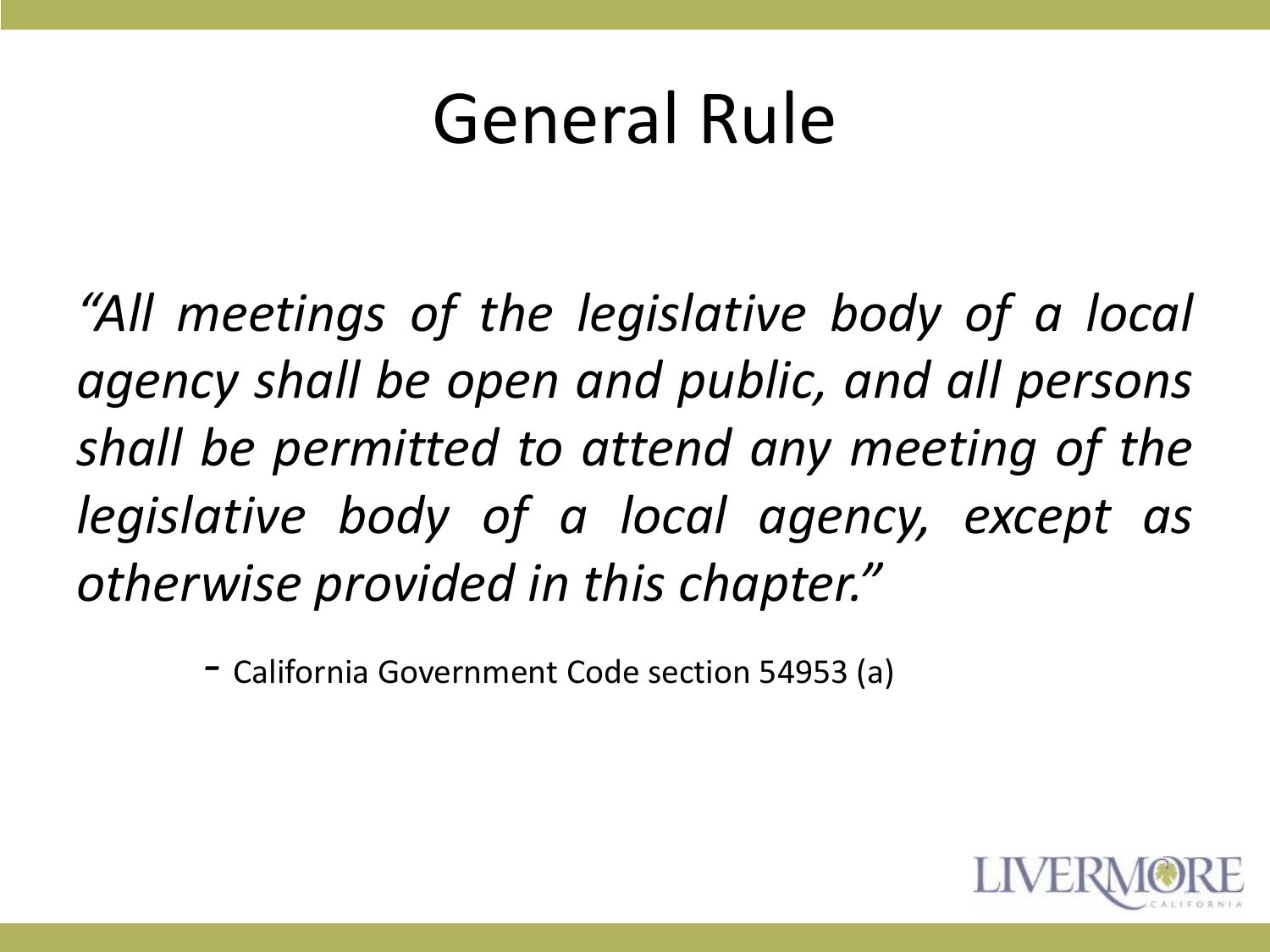# General Rule

*"All meetings of the legislative body of a local agency shall be open and public, and all persons shall be permitted to attend any meeting of the legislative body of a local agency, except as otherwise provided in this chapter."*

- California Government Code section 54953 (a)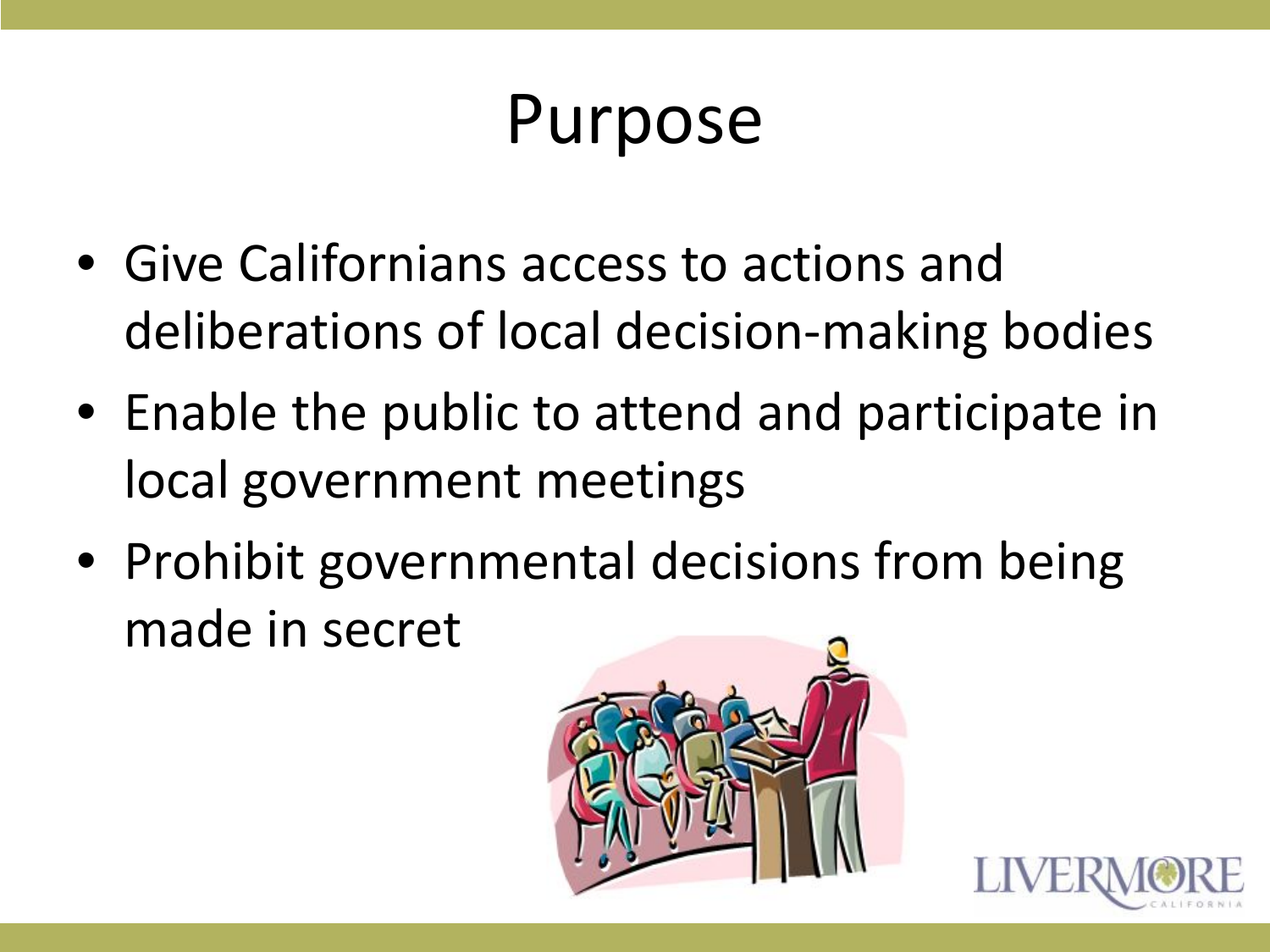# Purpose

- Give Californians access to actions and deliberations of local decision-making bodies
- Enable the public to attend and participate in local government meetings
- Prohibit governmental decisions from being made in secret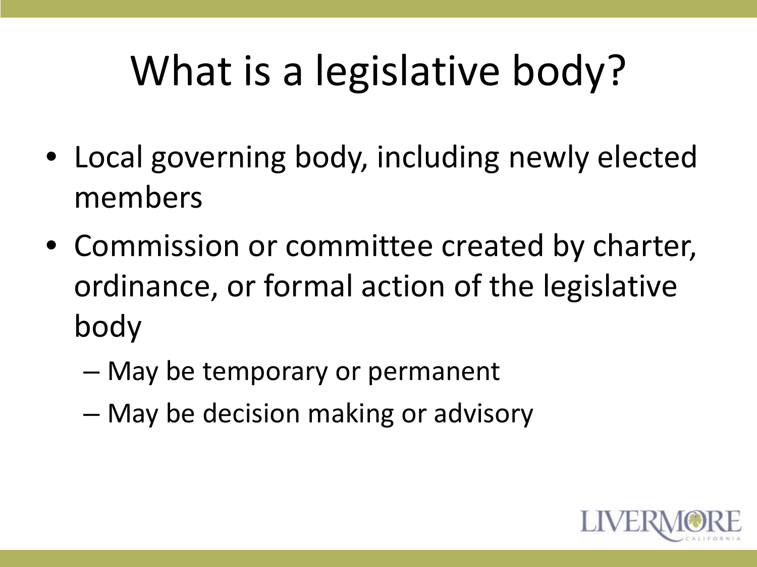# What is a legislative body?

- Local governing body, including newly elected members
- Commission or committee created by charter, ordinance, or formal action of the legislative body
  - May be temporary or permanent
  - May be decision making or advisory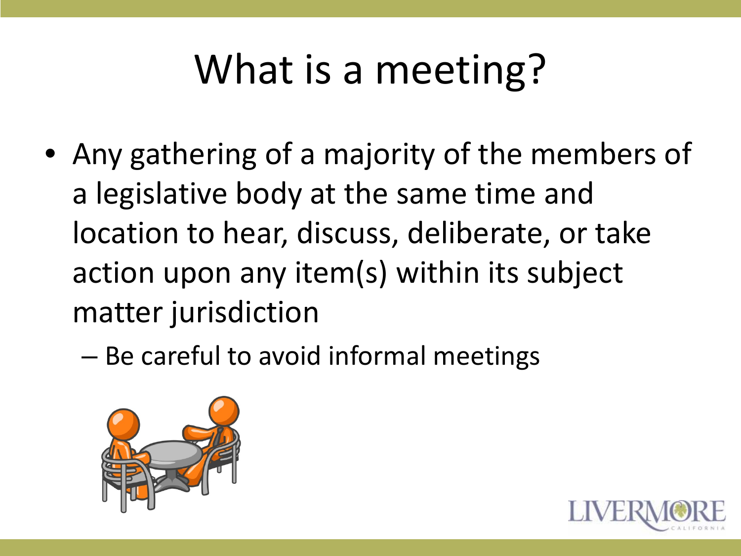# What is a meeting?

- Any gathering of a majority of the members of a legislative body at the same time and location to hear, discuss, deliberate, or take action upon any item(s) within its subject matter jurisdiction
  - Be careful to avoid informal meetings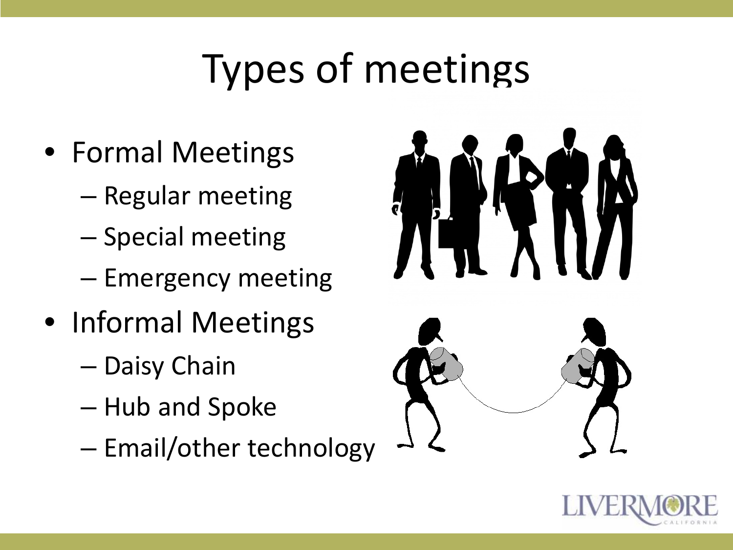# Types of meetings

- Formal Meetings
  - Regular meeting
  - Special meeting
  - Emergency meeting
- Informal Meetings
  - Daisy Chain
  - Hub and Spoke
  - Email/other technology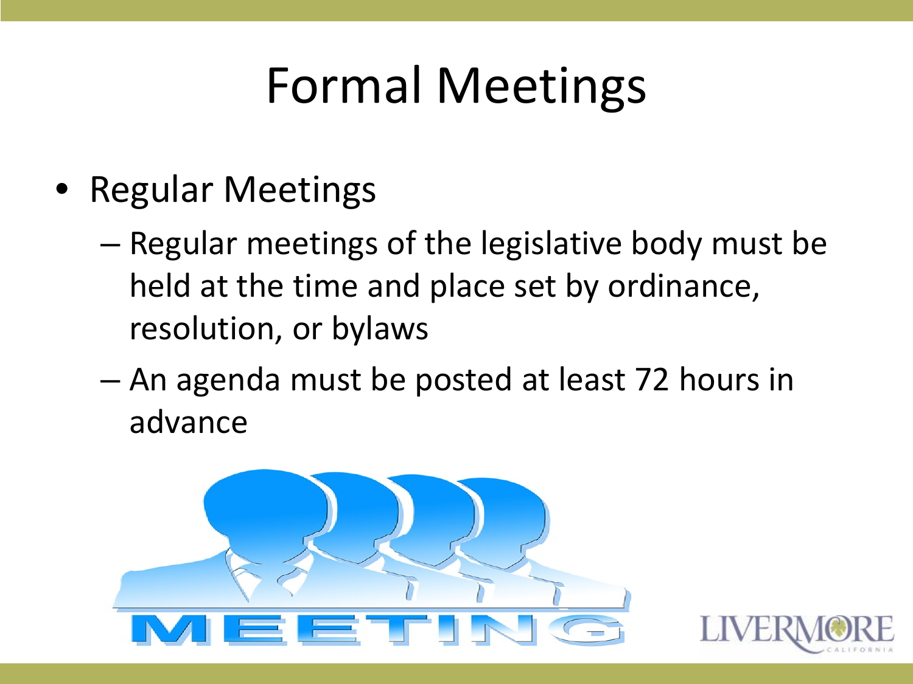# Formal Meetings

- Regular Meetings
  - Regular meetings of the legislative body must be held at the time and place set by ordinance, resolution, or bylaws
  - An agenda must be posted at least 72 hours in advance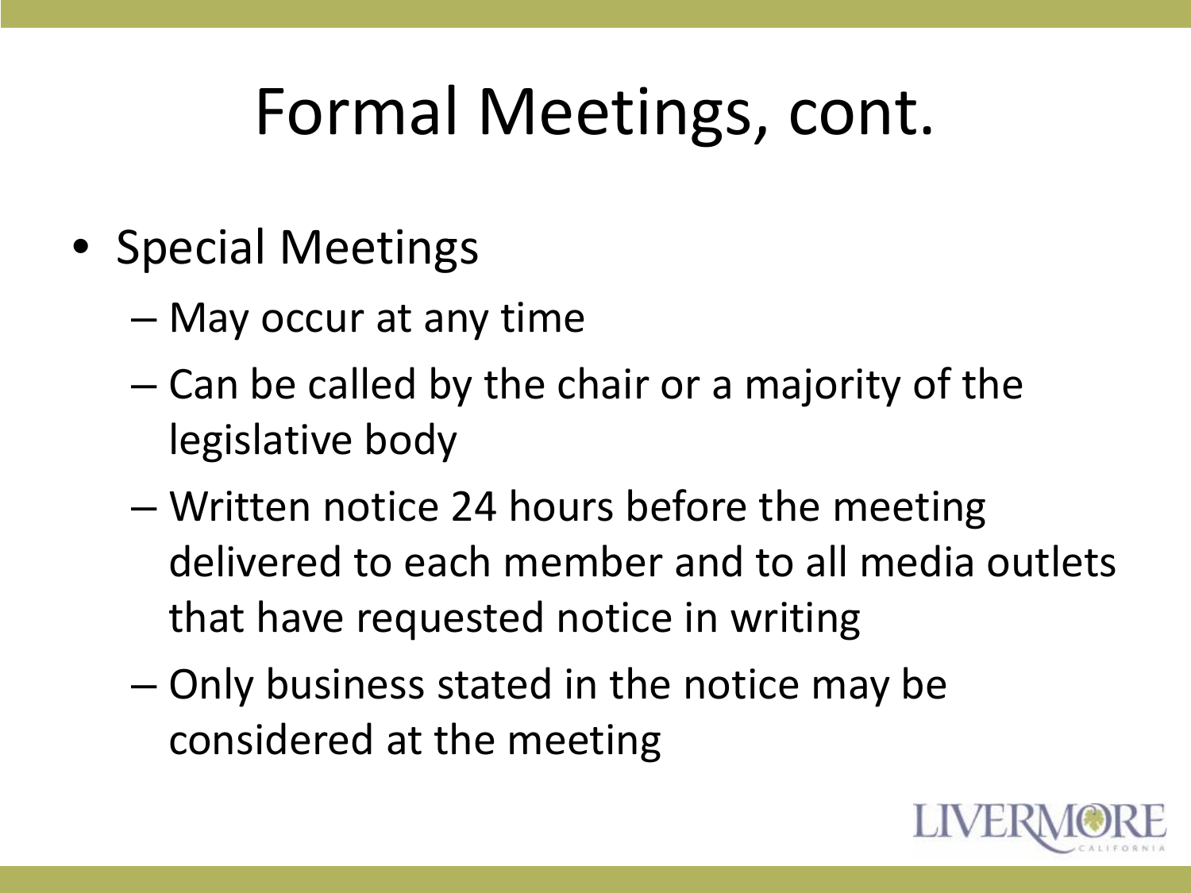# Formal Meetings, cont.

- Special Meetings
  - May occur at any time
  - Can be called by the chair or a majority of the legislative body
  - Written notice 24 hours before the meeting delivered to each member and to all media outlets that have requested notice in writing
  - Only business stated in the notice may be considered at the meeting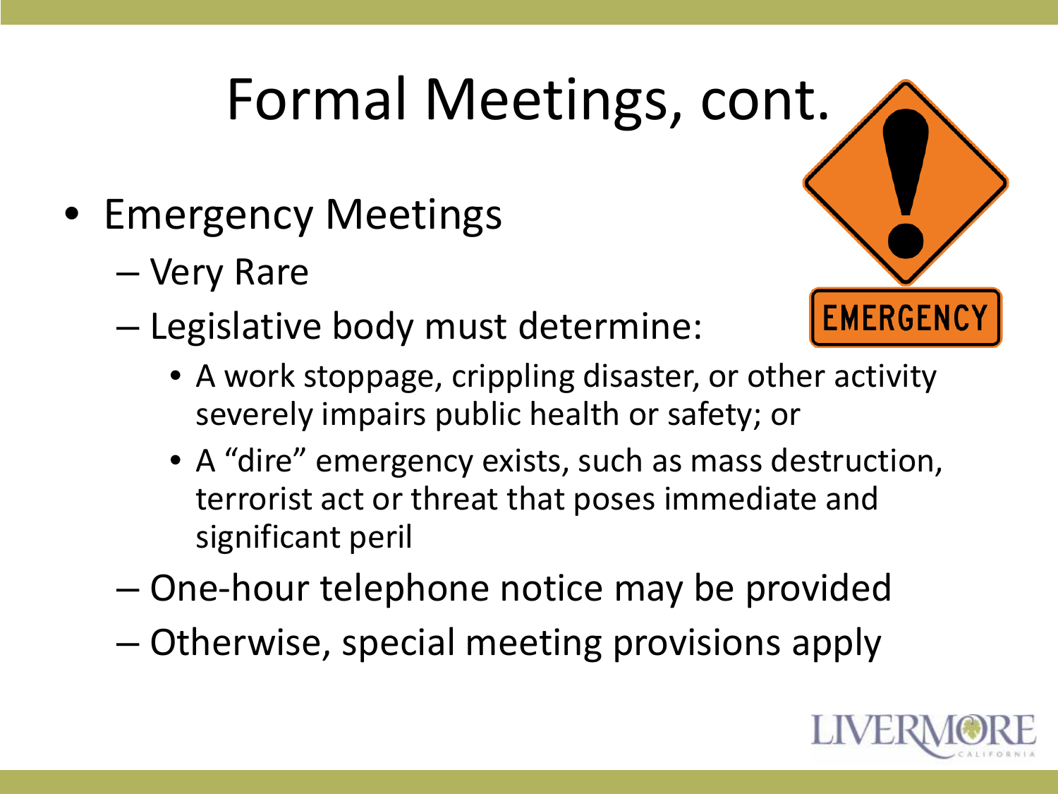# Formal Meetings, cont.

- Emergency Meetings
  - Very Rare
  - Legislative body must determine:
    - A work stoppage, crippling disaster, or other activity severely impairs public health or safety; or
    - A "dire" emergency exists, such as mass destruction, terrorist act or threat that poses immediate and significant peril
  - One-hour telephone notice may be provided
  - Otherwise, special meeting provisions apply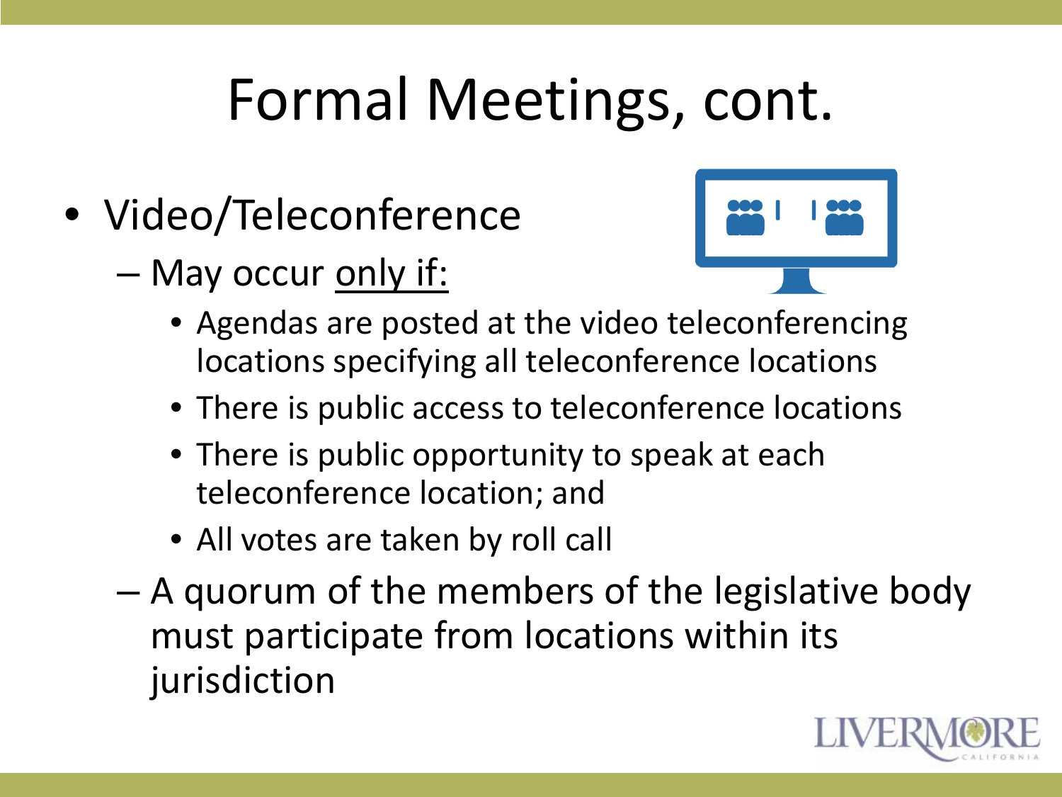# Formal Meetings, cont.

- Video/Teleconference
  - May occur only if:
    - Agendas are posted at the video teleconferencing locations specifying all teleconference locations
    - There is public access to teleconference locations
    - There is public opportunity to speak at each teleconference location; and
    - All votes are taken by roll call
  - A quorum of the members of the legislative body must participate from locations within its jurisdiction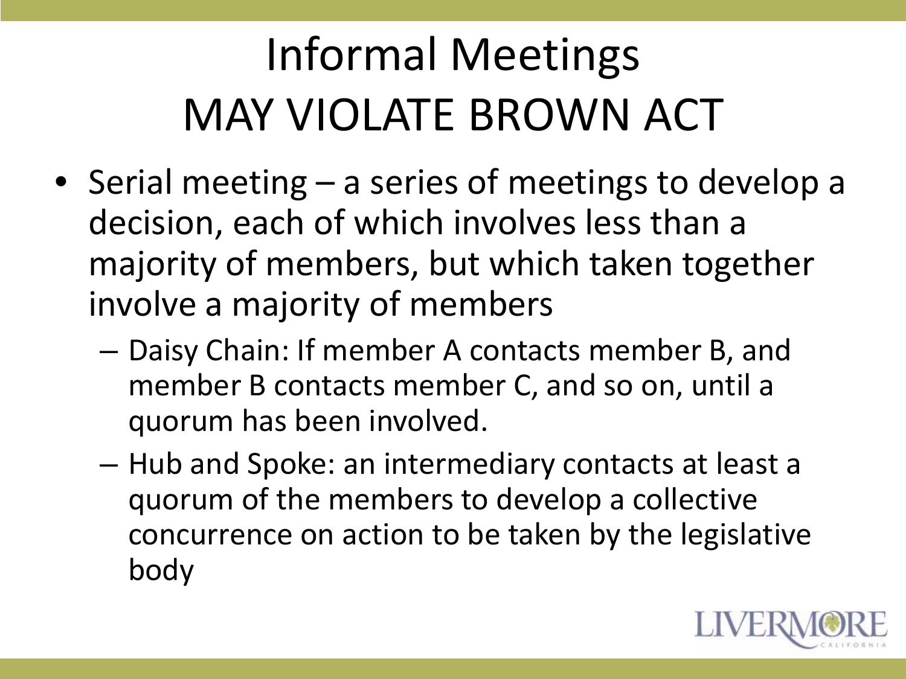# Informal Meetings MAY VIOLATE BROWN ACT

- Serial meeting – a series of meetings to develop a decision, each of which involves less than a majority of members, but which taken together involve a majority of members
  - Daisy Chain: If member A contacts member B, and member B contacts member C, and so on, until a quorum has been involved.
  - Hub and Spoke: an intermediary contacts at least a quorum of the members to develop a collective concurrence on action to be taken by the legislative body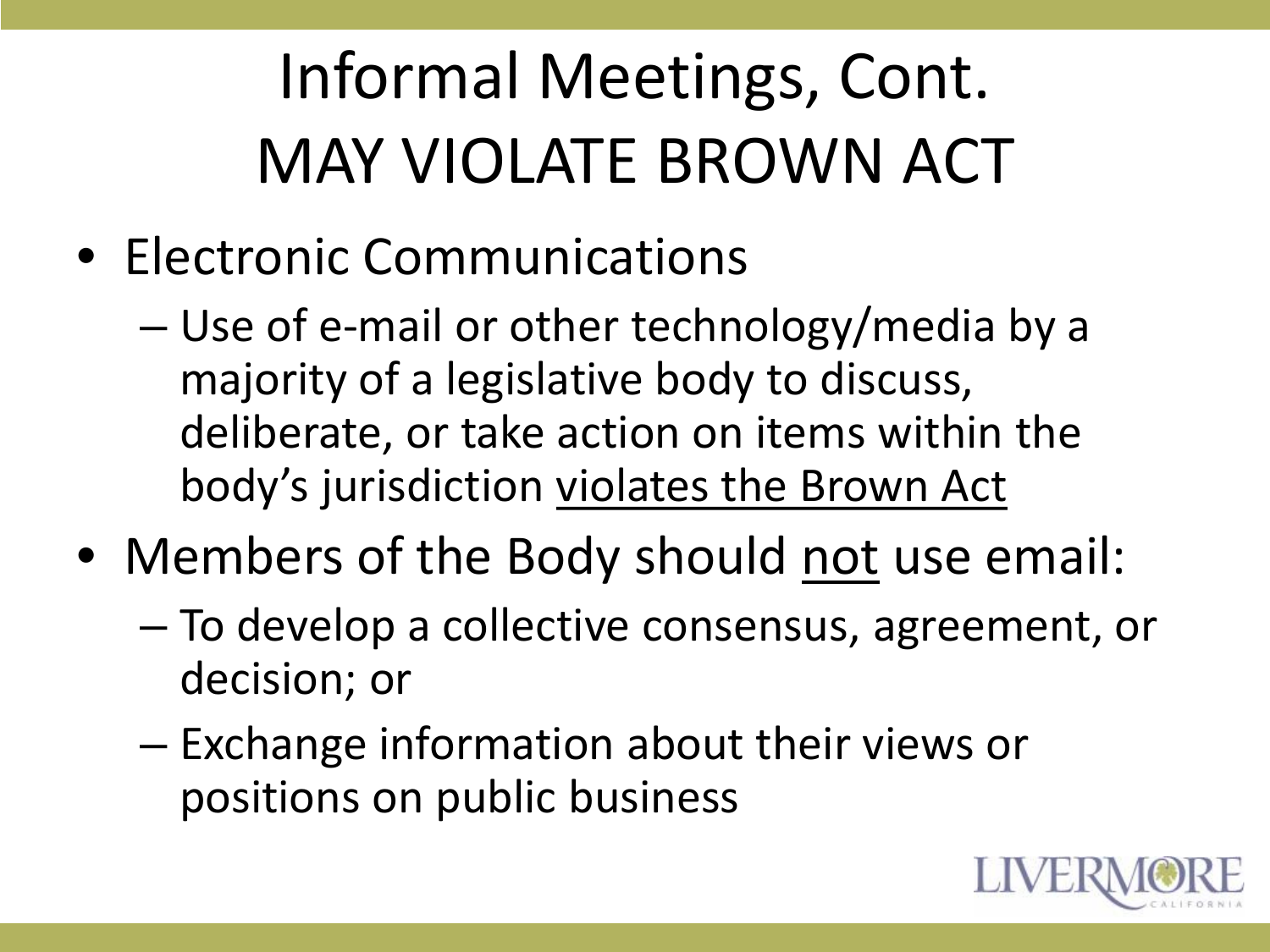# Informal Meetings, Cont.
# MAY VIOLATE BROWN ACT

- Electronic Communications
  - Use of e-mail or other technology/media by a majority of a legislative body to discuss, deliberate, or take action on items within the body's jurisdiction <u>violates the Brown Act</u>
- Members of the Body should <u>not</u> use email:
  - To develop a collective consensus, agreement, or decision; or
  - Exchange information about their views or positions on public business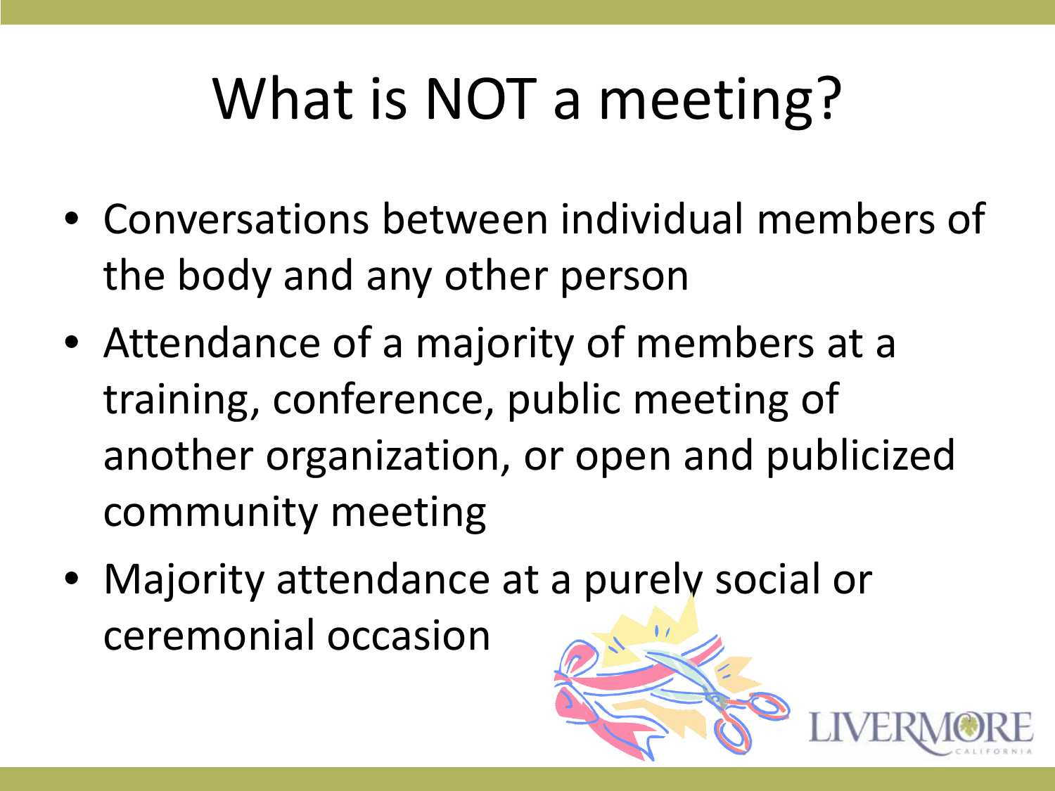# What is NOT a meeting?

- Conversations between individual members of the body and any other person
- Attendance of a majority of members at a training, conference, public meeting of another organization, or open and publicized community meeting
- Majority attendance at a purely social or ceremonial occasion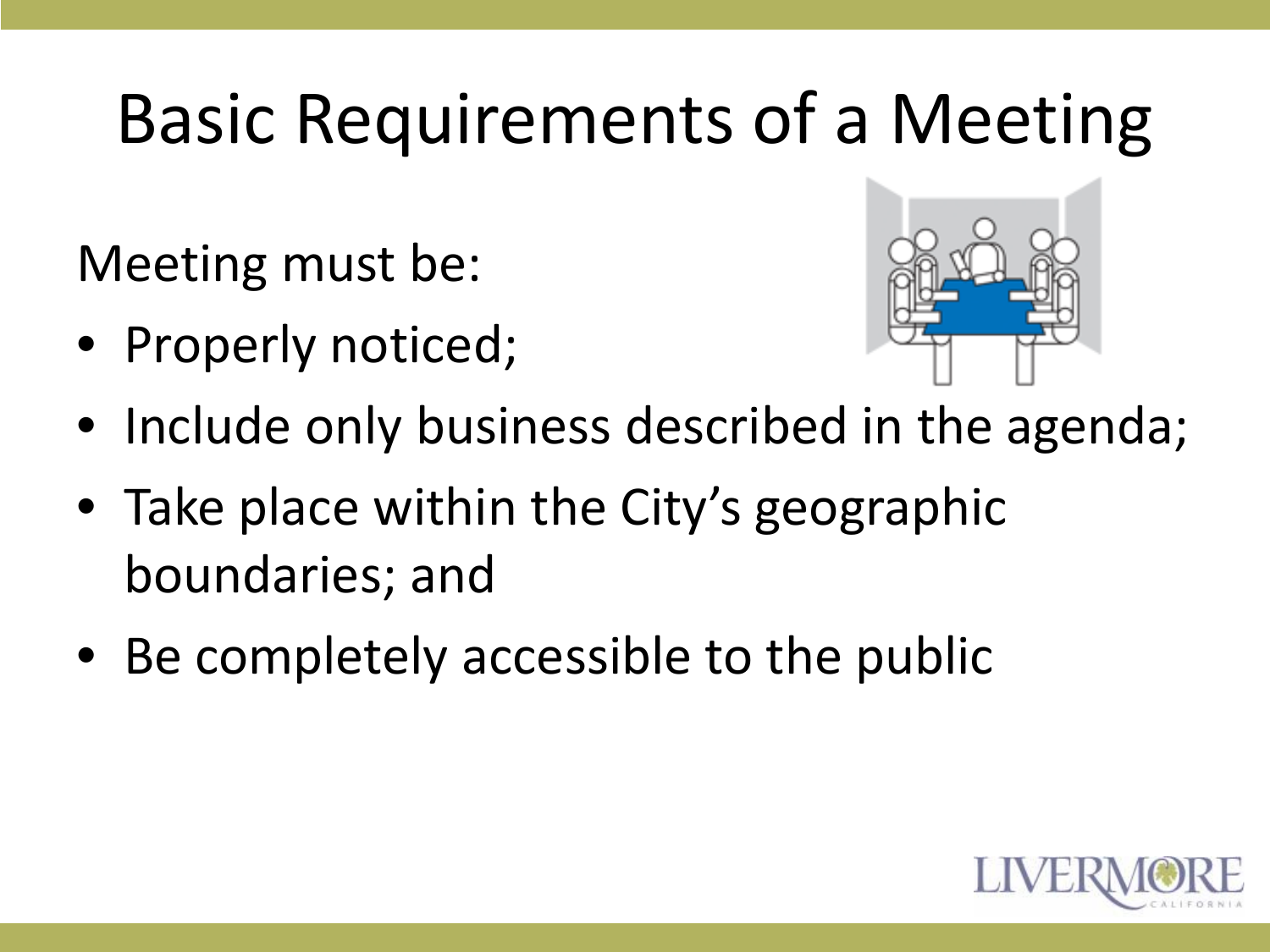# Basic Requirements of a Meeting

Meeting must be:

- Properly noticed;
- Include only business described in the agenda;
- Take place within the City's geographic boundaries; and
- Be completely accessible to the public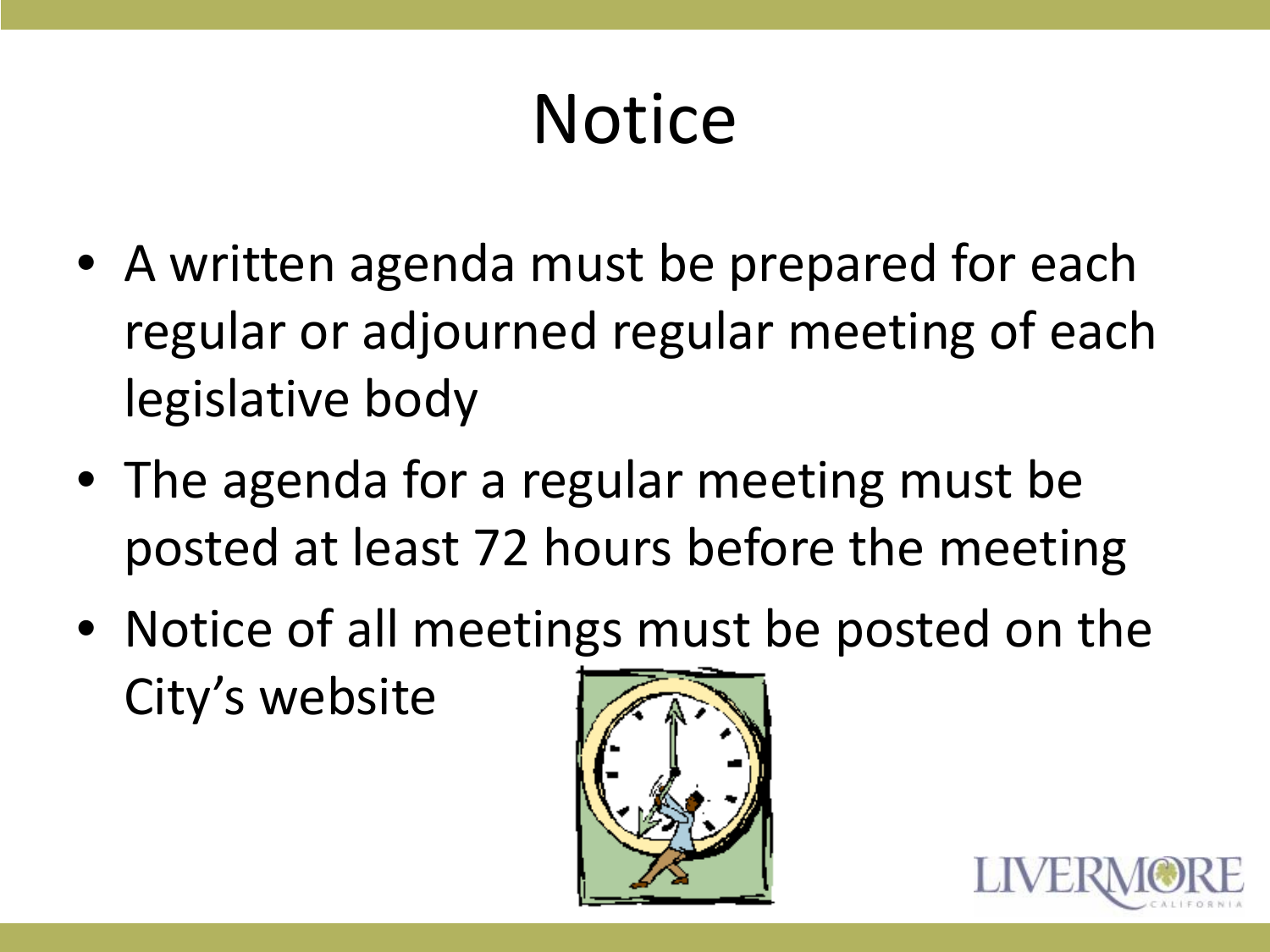# Notice

- A written agenda must be prepared for each regular or adjourned regular meeting of each legislative body
- The agenda for a regular meeting must be posted at least 72 hours before the meeting
- Notice of all meetings must be posted on the City's website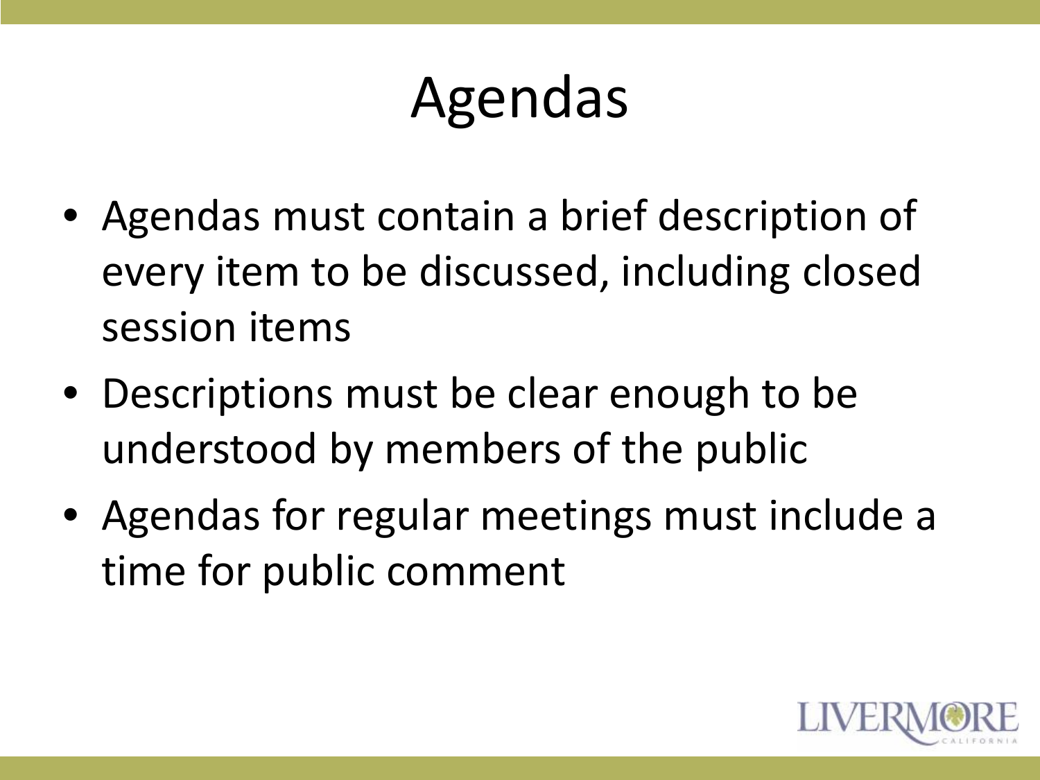# Agendas

- Agendas must contain a brief description of every item to be discussed, including closed session items
- Descriptions must be clear enough to be understood by members of the public
- Agendas for regular meetings must include a time for public comment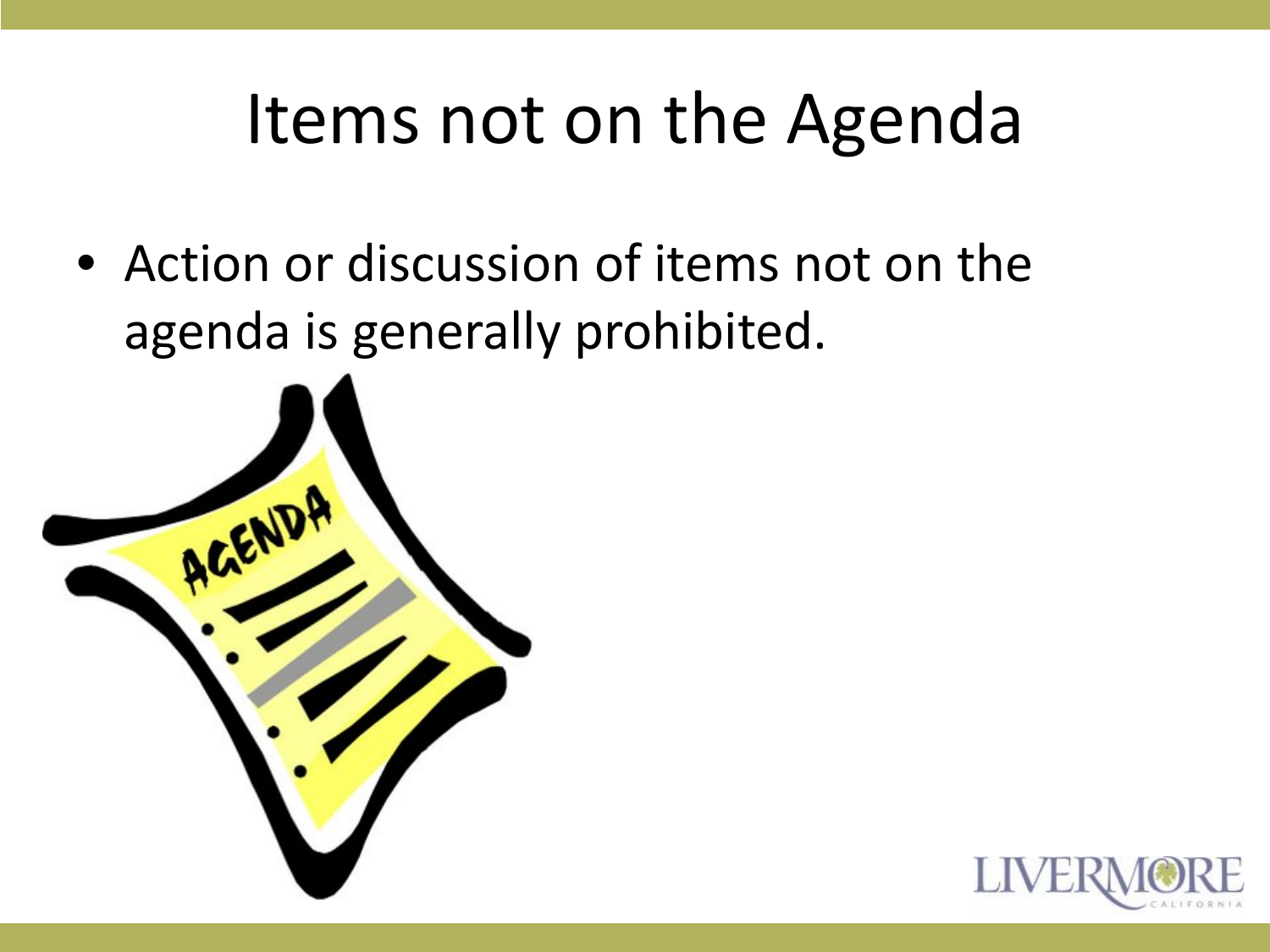# Items not on the Agenda

- Action or discussion of items not on the agenda is generally prohibited.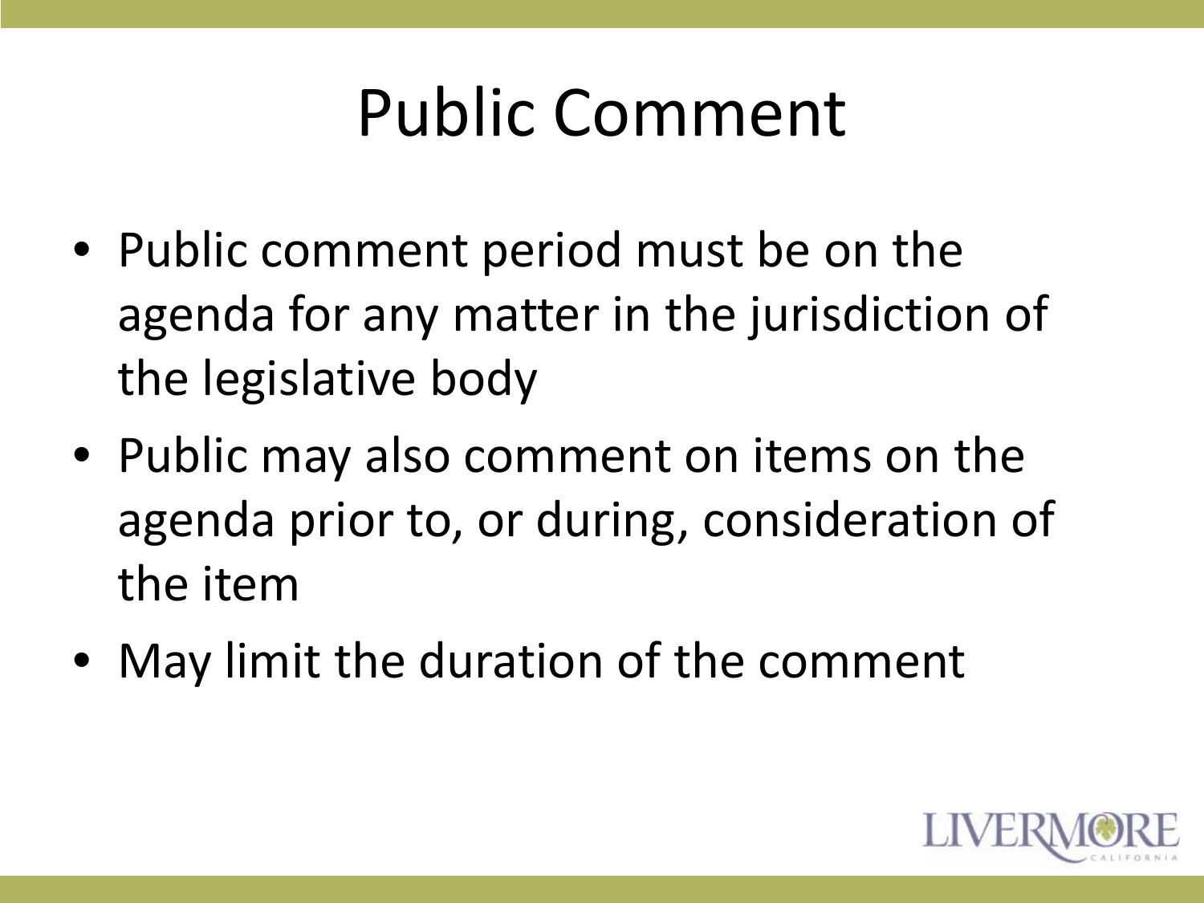# Public Comment

- Public comment period must be on the agenda for any matter in the jurisdiction of the legislative body
- Public may also comment on items on the agenda prior to, or during, consideration of the item
- May limit the duration of the comment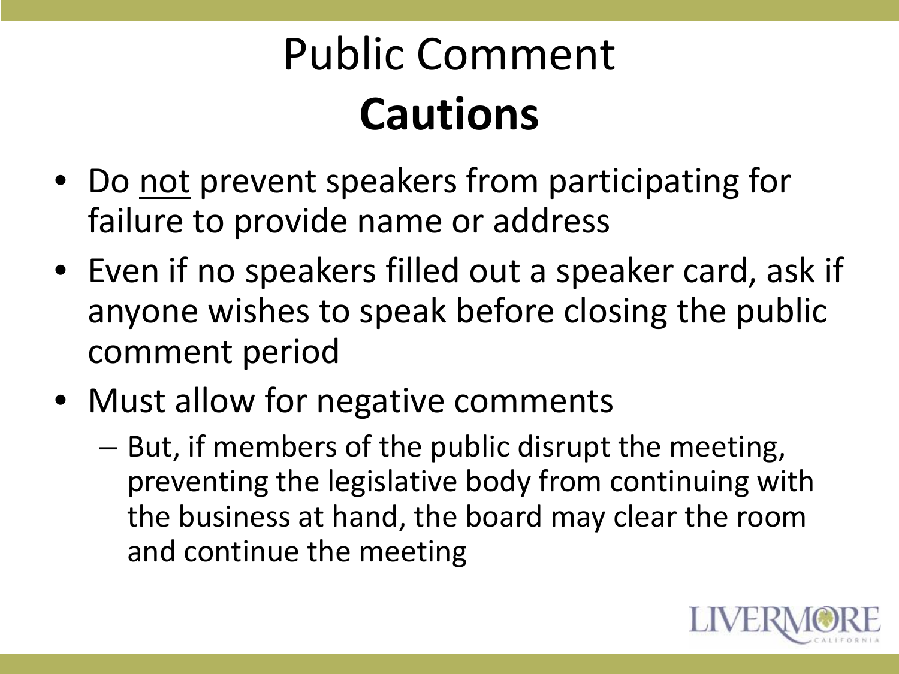# Public Comment
# **Cautions**

- Do <u>not</u> prevent speakers from participating for failure to provide name or address
- Even if no speakers filled out a speaker card, ask if anyone wishes to speak before closing the public comment period
- Must allow for negative comments
  - But, if members of the public disrupt the meeting, preventing the legislative body from continuing with the business at hand, the board may clear the room and continue the meeting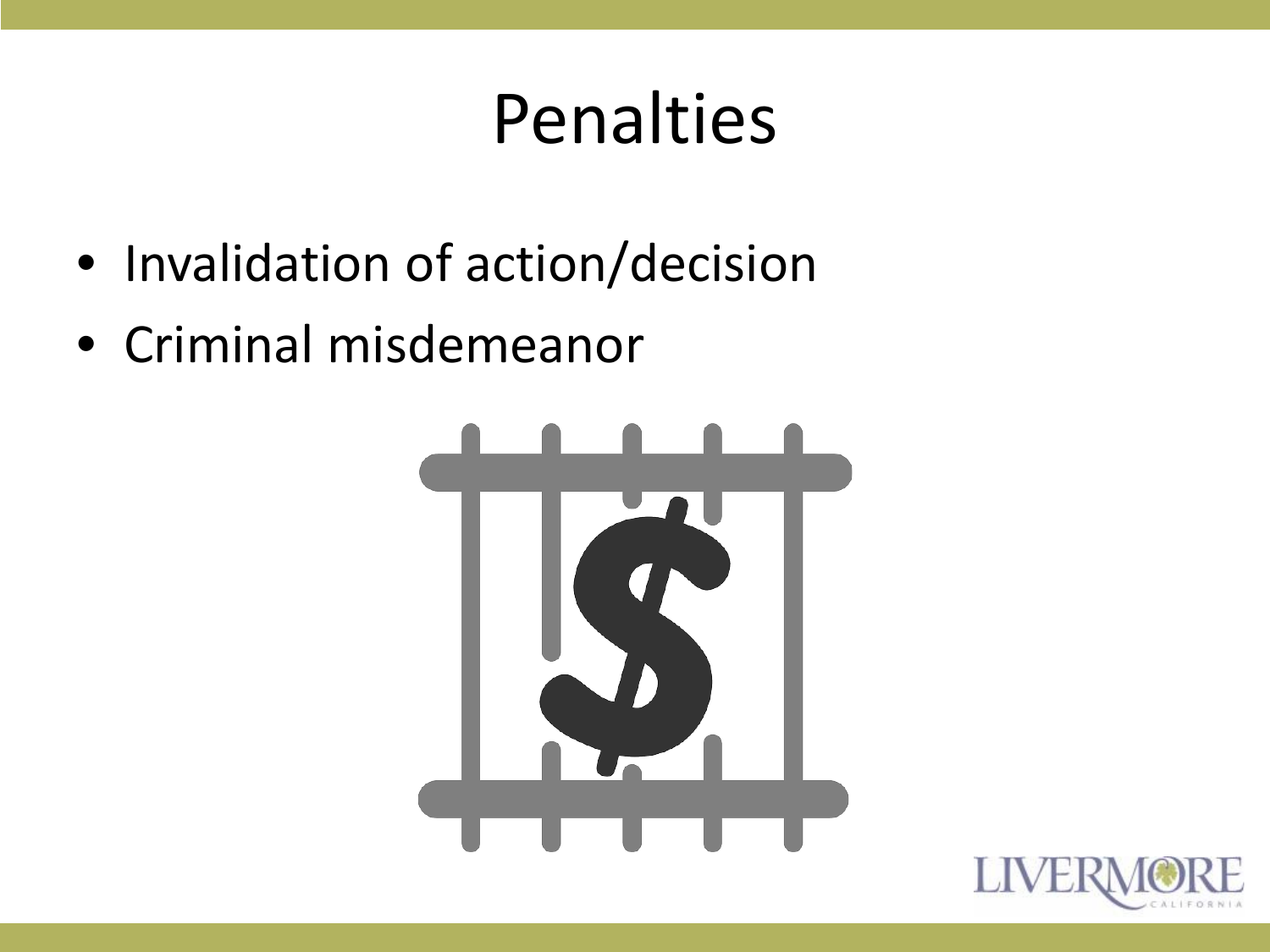# Penalties

- Invalidation of action/decision
- Criminal misdemeanor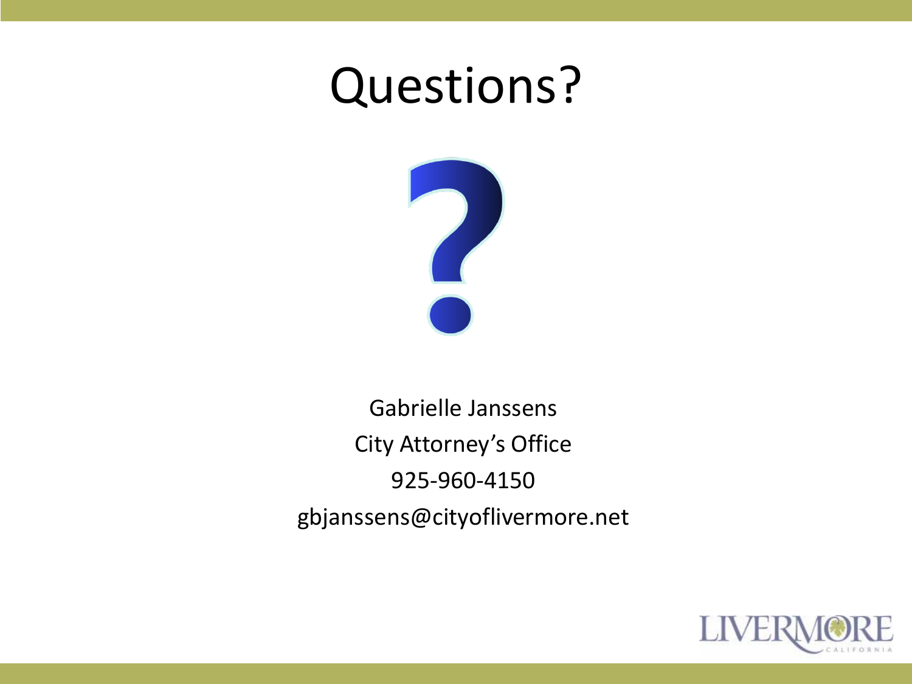# Questions?

Gabrielle Janssens

City Attorney's Office

925-960-4150

gbjanssens@cityoflivermore.net